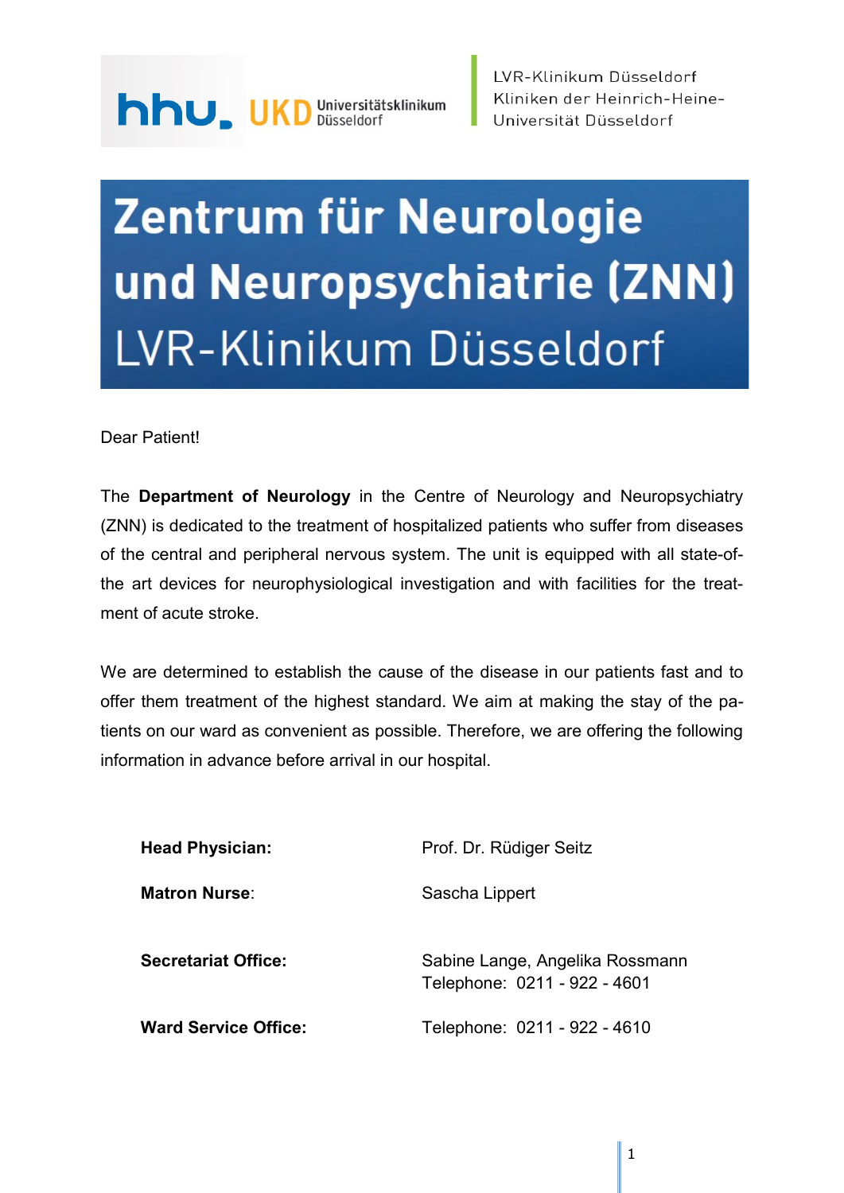LVR-Klinikum Düsseldorf
Kliniken der Heinrich-Heine-Universität Düsseldorf

# Zentrum für Neurologie und Neuropsychiatrie (ZNN)
## LVR-Klinikum Düsseldorf

Dear Patient!

The **Department of Neurology** in the Centre of Neurology and Neuropsychiatry (ZNN) is dedicated to the treatment of hospitalized patients who suffer from diseases of the central and peripheral nervous system. The unit is equipped with all state-of-the art devices for neurophysiological investigation and with facilities for the treatment of acute stroke.

We are determined to establish the cause of the disease in our patients fast and to offer them treatment of the highest standard. We aim at making the stay of the patients on our ward as convenient as possible. Therefore, we are offering the following information in advance before arrival in our hospital.

| | |
|---|---|
| **Head Physician:** | Prof. Dr. Rüdiger Seitz |
| **Matron Nurse**: | Sascha Lippert |
| **Secretariat Office:** | Sabine Lange, Angelika Rossmann<br>Telephone: 0211 - 922 - 4601 |
| **Ward Service Office:** | Telephone: 0211 - 922 - 4610 |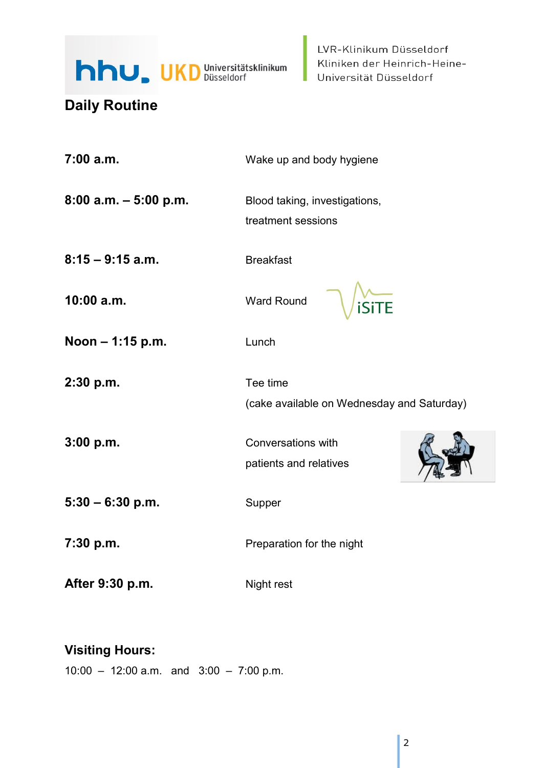# Daily Routine

| | |
|---|---|
| **7:00 a.m.** | Wake up and body hygiene |
| **8:00 a.m. – 5:00 p.m.** | Blood taking, investigations, treatment sessions |
| **8:15 – 9:15 a.m.** | Breakfast |
| **10:00 a.m.** | Ward Round |
| **Noon – 1:15 p.m.** | Lunch |
| **2:30 p.m.** | Tee time (cake available on Wednesday and Saturday) |
| **3:00 p.m.** | Conversations with patients and relatives |
| **5:30 – 6:30 p.m.** | Supper |
| **7:30 p.m.** | Preparation for the night |
| **After 9:30 p.m.** | Night rest |

**Visiting Hours:**

10:00 – 12:00 a.m. and 3:00 – 7:00 p.m.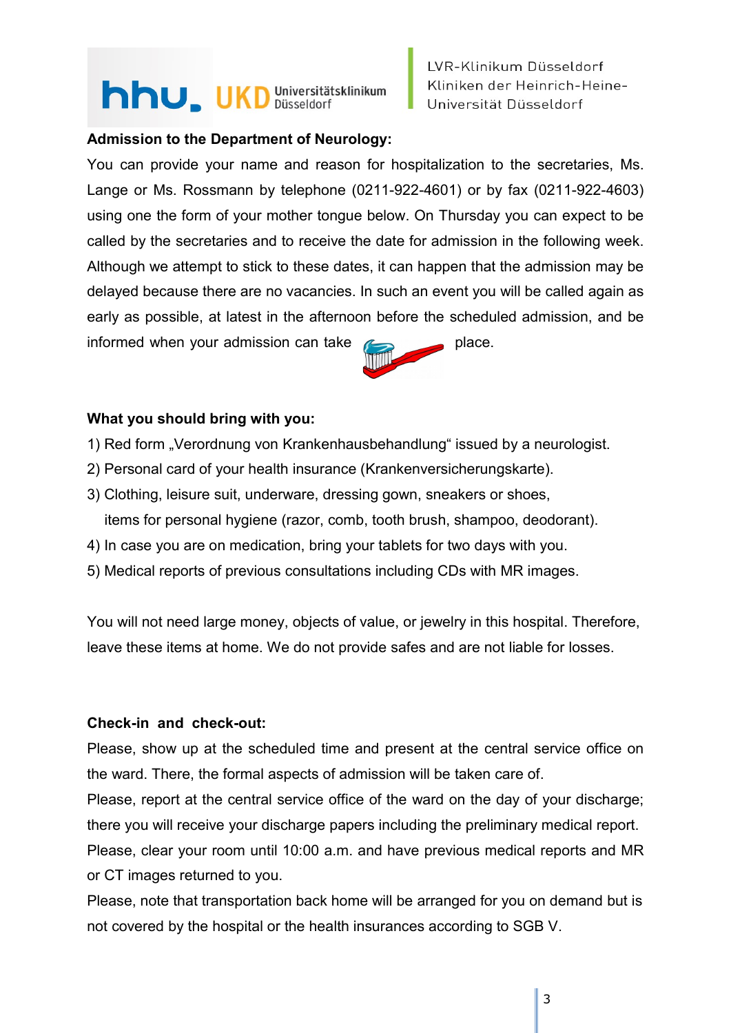**Admission to the Department of Neurology:**

You can provide your name and reason for hospitalization to the secretaries, Ms. Lange or Ms. Rossmann by telephone (0211-922-4601) or by fax (0211-922-4603) using one the form of your mother tongue below. On Thursday you can expect to be called by the secretaries and to receive the date for admission in the following week. Although we attempt to stick to these dates, it can happen that the admission may be delayed because there are no vacancies. In such an event you will be called again as early as possible, at latest in the afternoon before the scheduled admission, and be informed when your admission can take place.

**What you should bring with you:**

1) Red form „Verordnung von Krankenhausbehandlung" issued by a neurologist.
2) Personal card of your health insurance (Krankenversicherungskarte).
3) Clothing, leisure suit, underware, dressing gown, sneakers or shoes, items for personal hygiene (razor, comb, tooth brush, shampoo, deodorant).
4) In case you are on medication, bring your tablets for two days with you.
5) Medical reports of previous consultations including CDs with MR images.

You will not need large money, objects of value, or jewelry in this hospital. Therefore, leave these items at home. We do not provide safes and are not liable for losses.

**Check-in and check-out:**

Please, show up at the scheduled time and present at the central service office on the ward. There, the formal aspects of admission will be taken care of.

Please, report at the central service office of the ward on the day of your discharge; there you will receive your discharge papers including the preliminary medical report.

Please, clear your room until 10:00 a.m. and have previous medical reports and MR or CT images returned to you.

Please, note that transportation back home will be arranged for you on demand but is not covered by the hospital or the health insurances according to SGB V.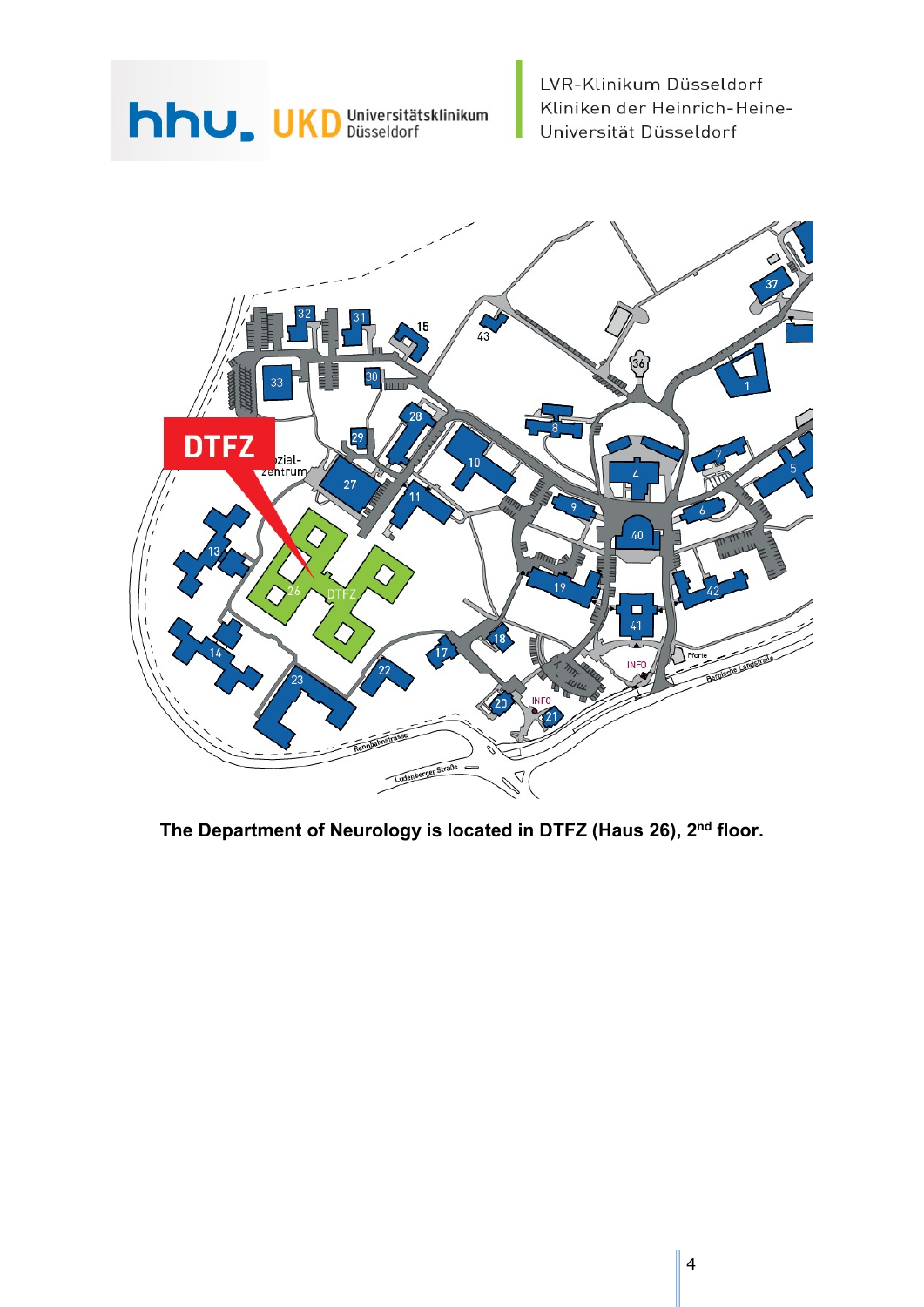**The Department of Neurology is located in DTFZ (Haus 26), 2nd floor.**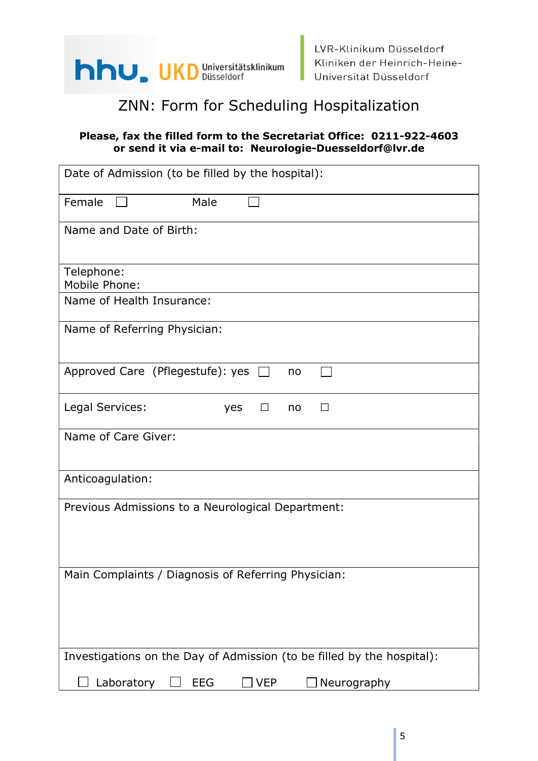hhu. UKD Universitätsklinikum Düsseldorf

LVR-Klinikum Düsseldorf
Kliniken der Heinrich-Heine-Universität Düsseldorf

# ZNN: Form for Scheduling Hospitalization

**Please, fax the filled form to the Secretariat Office: 0211-922-4603**
**or send it via e-mail to: Neurologie-Duesseldorf@lvr.de**

| |
|---|
| Date of Admission (to be filled by the hospital): |
| Female ☐ Male ☐ |
| Name and Date of Birth: |
| Telephone:<br>Mobile Phone: |
| Name of Health Insurance: |
| Name of Referring Physician: |
| Approved Care (Pflegestufe): yes ☐ no ☐ |
| Legal Services: yes ☐ no ☐ |
| Name of Care Giver: |
| Anticoagulation: |
| Previous Admissions to a Neurological Department: |
| Main Complaints / Diagnosis of Referring Physician: |
| Investigations on the Day of Admission (to be filled by the hospital):<br>☐ Laboratory ☐ EEG ☐ VEP ☐ Neurography |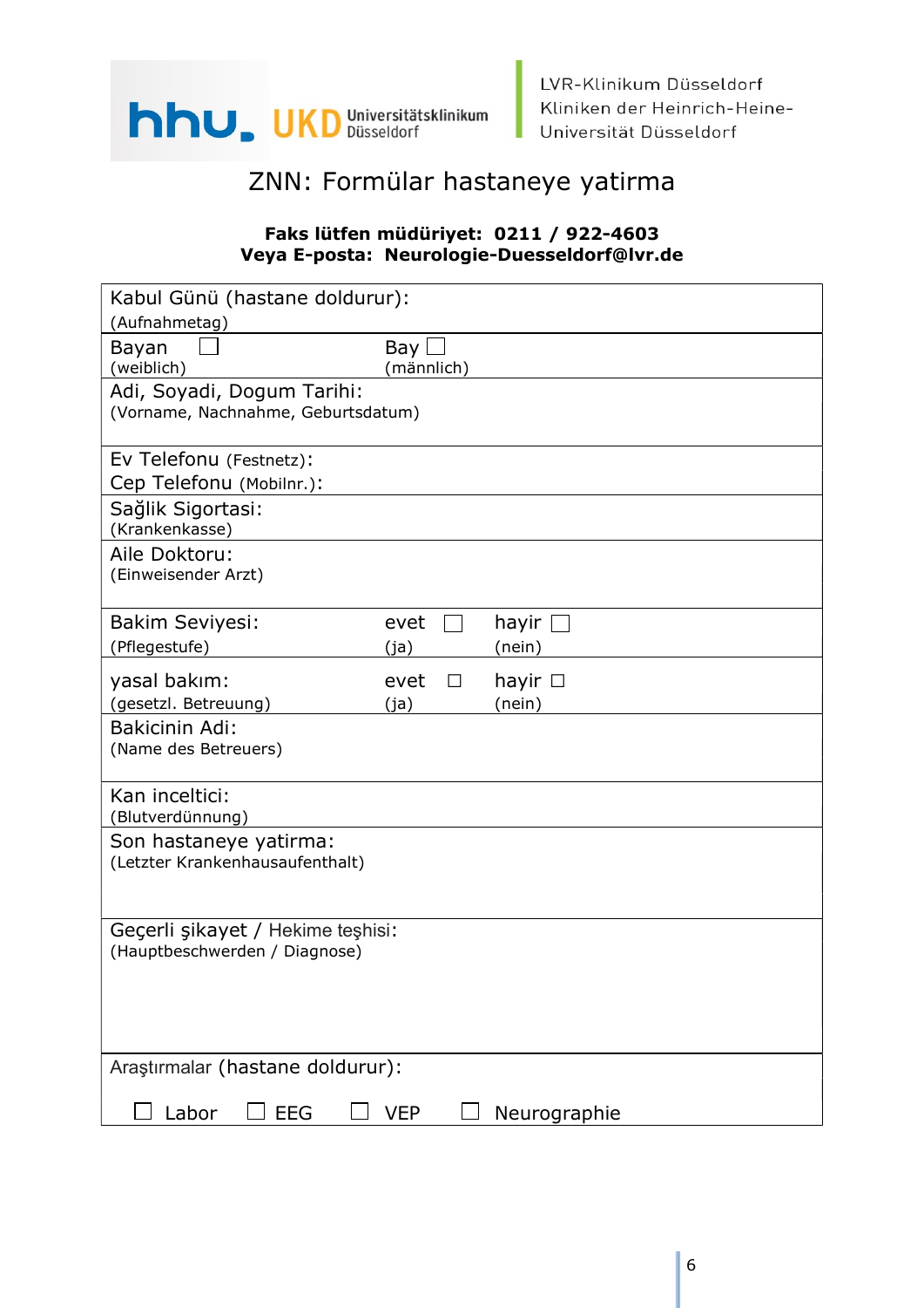hhu. UKD Universitätsklinikum Düsseldorf

LVR-Klinikum Düsseldorf
Kliniken der Heinrich-Heine-Universität Düsseldorf

# ZNN: Formülar hastaneye yatirma

**Faks lütfen müdüriyet: 0211 / 922-4603**
**Veya E-posta: Neurologie-Duesseldorf@lvr.de**

| | | |
|---|---|---|
| Kabul Günü (hastane doldurur):<br>(Aufnahmetag) | | |
| Bayan ☐<br>(weiblich) | Bay ☐<br>(männlich) | |
| Adi, Soyadi, Dogum Tarihi:<br>(Vorname, Nachnahme, Geburtsdatum) | | |
| Ev Telefonu (Festnetz):<br>Cep Telefonu (Mobilnr.): | | |
| Sağlik Sigortasi:<br>(Krankenkasse) | | |
| Aile Doktoru:<br>(Einweisender Arzt) | | |
| Bakim Seviyesi:<br>(Pflegestufe) | evet ☐<br>(ja) | hayir ☐<br>(nein) |
| yasal bakım:<br>(gesetzl. Betreuung) | evet ☐<br>(ja) | hayir ☐<br>(nein) |
| Bakicinin Adi:<br>(Name des Betreuers) | | |
| Kan inceltici:<br>(Blutverdünnung) | | |
| Son hastaneye yatirma:<br>(Letzter Krankenhausaufenthalt) | | |
| Geçerli şikayet / Hekime teşhisi:<br>(Hauptbeschwerden / Diagnose) | | |
| Araştırmalar (hastane doldurur):<br>☐ Labor ☐ EEG ☐ VEP ☐ Neurographie | | |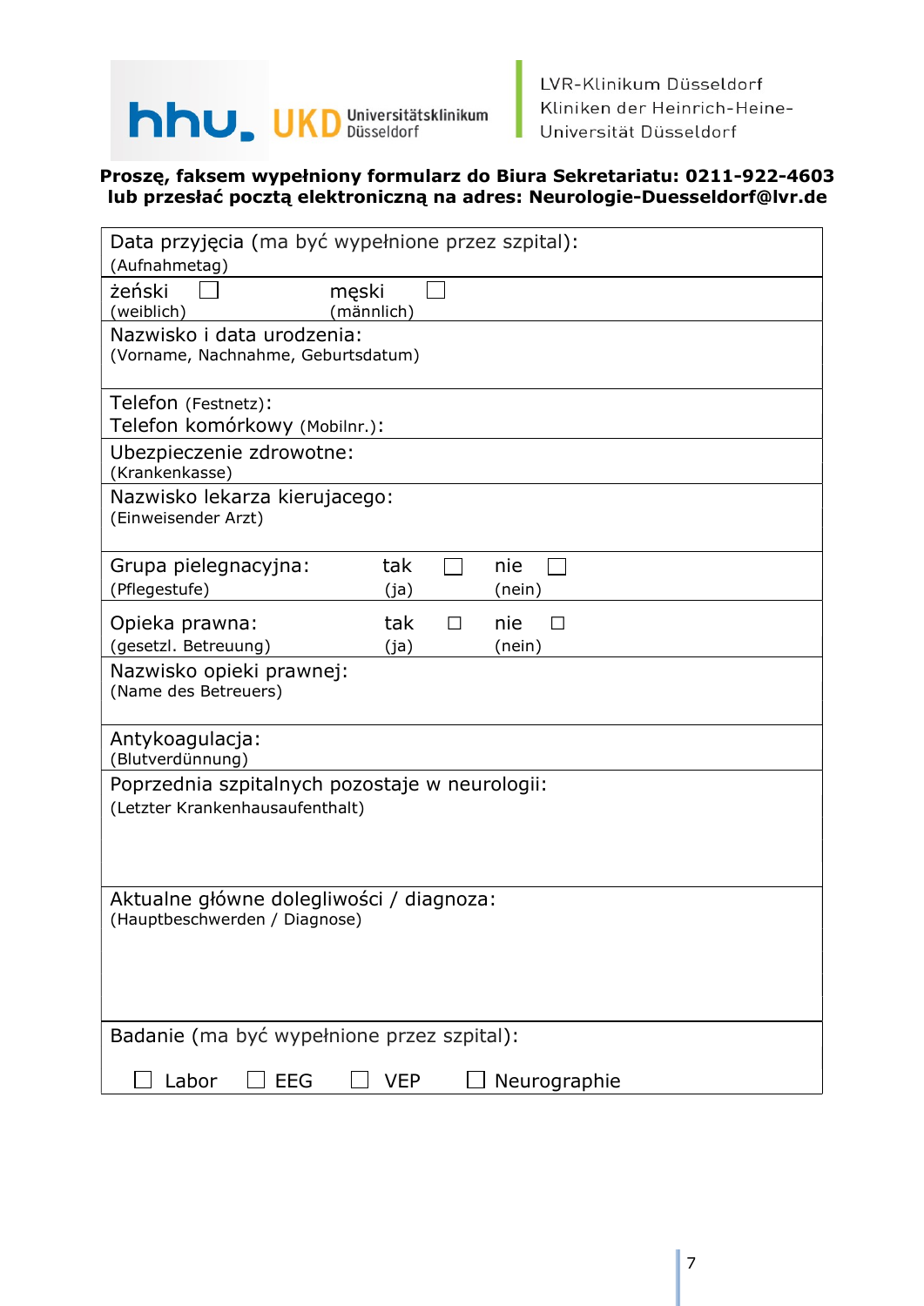LVR-Klinikum Düsseldorf
Kliniken der Heinrich-Heine-Universität Düsseldorf

**Proszę, faksem wypełniony formularz do Biura Sekretariatu: 0211-922-4603 lub przesłać pocztą elektroniczną na adres: Neurologie-Duesseldorf@lvr.de**

| | | | | |
|---|---|---|---|---|
| Data przyjęcia (ma być wypełnione przez szpital):<br>(Aufnahmetag) | | | | |
| żeński ☐<br>(weiblich) | męski ☐<br>(männlich) | | | |
| Nazwisko i data urodzenia:<br>(Vorname, Nachnahme, Geburtsdatum) | | | | |
| Telefon (Festnetz):<br>Telefon komórkowy (Mobilnr.): | | | | |
| Ubezpieczenie zdrowotne:<br>(Krankenkasse) | | | | |
| Nazwisko lekarza kierujacego:<br>(Einweisender Arzt) | | | | |
| Grupa pielegnacyjna:<br>(Pflegestufe) | tak ☐<br>(ja) | nie ☐<br>(nein) | | |
| Opieka prawna:<br>(gesetzl. Betreuung) | tak ☐<br>(ja) | nie ☐<br>(nein) | | |
| Nazwisko opieki prawnej:<br>(Name des Betreuers) | | | | |
| Antykoagulacja:<br>(Blutverdünnung) | | | | |
| Poprzednia szpitalnych pozostaje w neurologii:<br>(Letzter Krankenhausaufenthalt) | | | | |
| Aktualne główne dolegliwości / diagnoza:<br>(Hauptbeschwerden / Diagnose) | | | | |
| Badanie (ma być wypełnione przez szpital): | | | | |
| ☐ Labor | ☐ EEG | ☐ VEP | ☐ Neurographie | |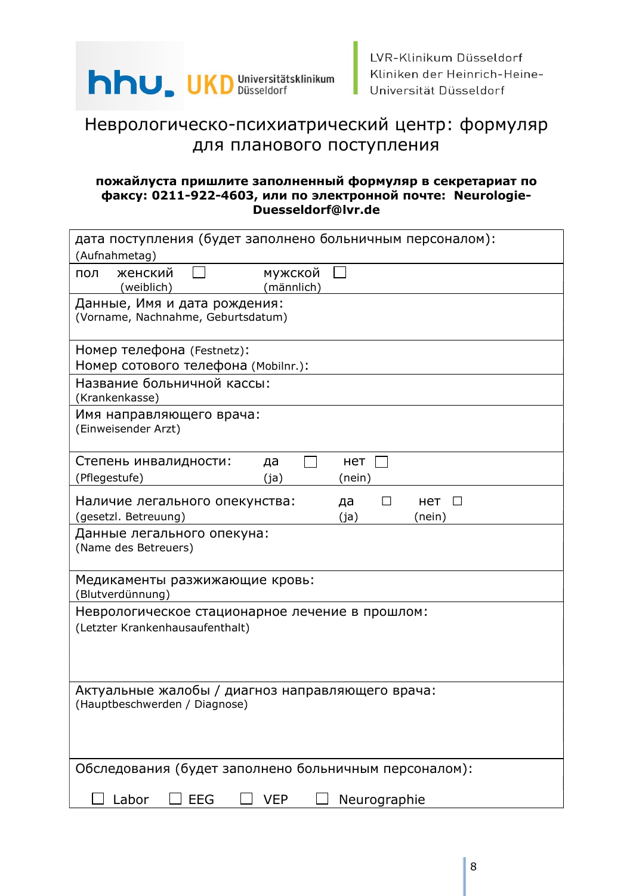hhu. UKD Universitätsklinikum Düsseldorf

LVR-Klinikum Düsseldorf
Kliniken der Heinrich-Heine-Universität Düsseldorf

# Неврологическо-психиатрический центр: формуляр для планового поступления

**пожайлуста пришлите заполненный формуляр в секретариат по факсу: 0211-922-4603, или по электронной почте: Neurologie-Duesseldorf@lvr.de**

| | | | | |
|---|---|---|---|---|
| дата поступления (будет заполнено больничным персоналом): (Aufnahmetag) | | | | |
| пол | женский ☐ (weiblich) | мужской ☐ (männlich) | | |
| Данные, Имя и дата рождения: (Vorname, Nachnahme, Geburtsdatum) | | | | |
| Номер телефона (Festnetz): Номер сотового телефона (Mobilnr.): | | | | |
| Название больничной кассы: (Krankenkasse) | | | | |
| Имя направляющего врача: (Einweisender Arzt) | | | | |
| Степень инвалидности: (Pflegestufe) | да ☐ (ja) | нет ☐ (nein) | | |
| Наличие легального опекунства: (gesetzl. Betreuung) | да ☐ (ja) | нет ☐ (nein) | | |
| Данные легального опекуна: (Name des Betreuers) | | | | |
| Медикаменты разжижающие кровь: (Blutverdünnung) | | | | |
| Неврологическое стационарное лечение в прошлом: (Letzter Krankenhausaufenthalt) | | | | |
| Актуальные жалобы / диагноз направляющего врача: (Hauptbeschwerden / Diagnose) | | | | |
| Обследования (будет заполнено больничным персоналом): | ☐ Labor | ☐ EEG | ☐ VEP | ☐ Neurographie |